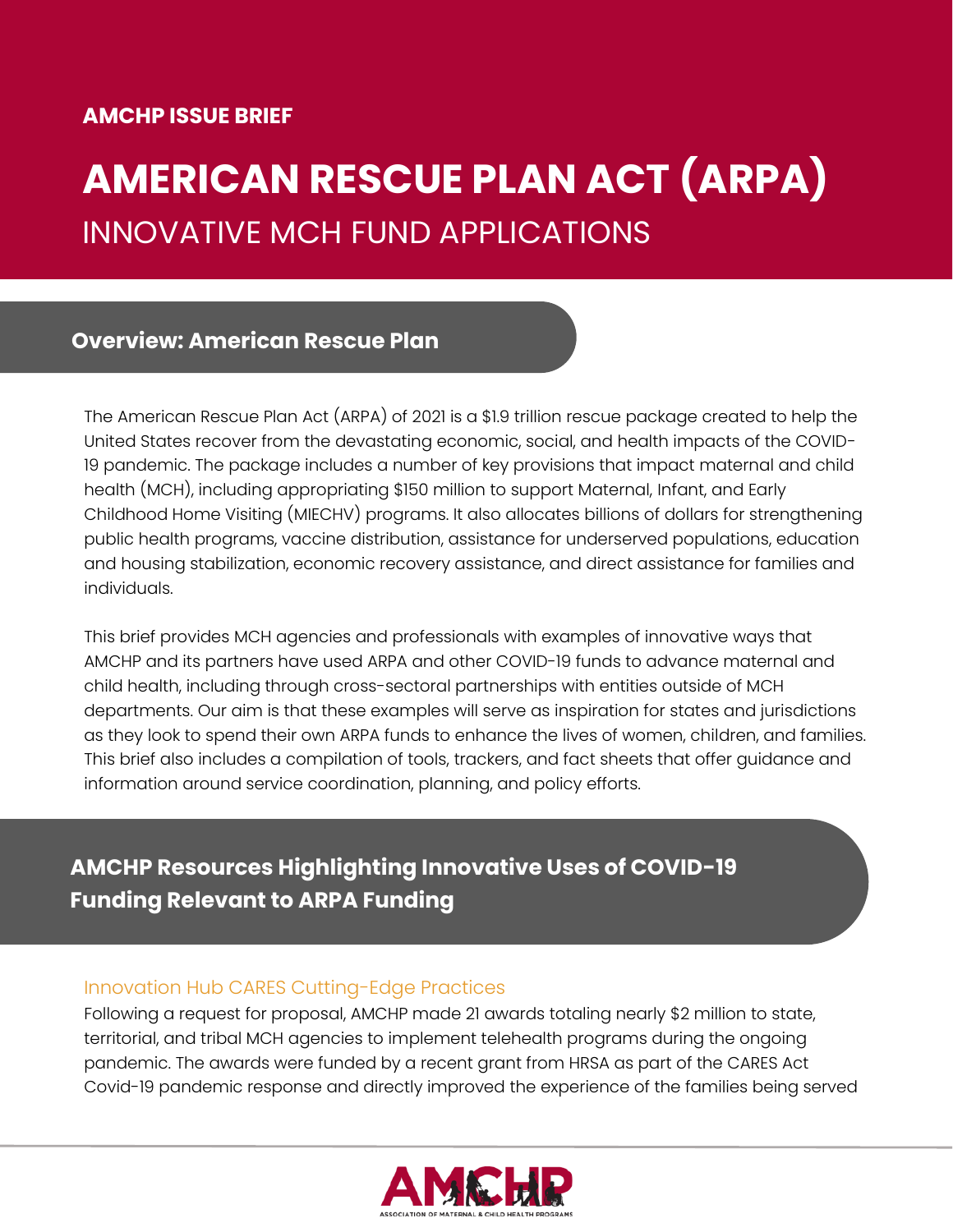**AMCHP ISSUE BRIEF**

# AMERICAN RESCUE PLAN ACT (ARPA)

## INNOVATIVE MCH FUND APPLICATIONS

## Overview: American Rescue Plan

The American Rescue Plan Act (ARPA) of 2021 is a $1.9 trillion rescue package created to help the United States recover from the devastating economic, social, and health impacts of the COVID-19 pandemic. The package includes a number of key provisions that impact maternal and child health (MCH), including appropriating $150 million to support Maternal, Infant, and Early Childhood Home Visiting (MIECHV) programs. It also allocates billions of dollars for strengthening public health programs, vaccine distribution, assistance for underserved populations, education and housing stabilization, economic recovery assistance, and direct assistance for families and individuals.

This brief provides MCH agencies and professionals with examples of innovative ways that AMCHP and its partners have used ARPA and other COVID-19 funds to advance maternal and child health, including through cross-sectoral partnerships with entities outside of MCH departments. Our aim is that these examples will serve as inspiration for states and jurisdictions as they look to spend their own ARPA funds to enhance the lives of women, children, and families. This brief also includes a compilation of tools, trackers, and fact sheets that offer guidance and information around service coordination, planning, and policy efforts.

## AMCHP Resources Highlighting Innovative Uses of COVID-19 Funding Relevant to ARPA Funding

### Innovation Hub CARES Cutting-Edge Practices

Following a request for proposal, AMCHP made 21 awards totaling nearly $2 million to state, territorial, and tribal MCH agencies to implement telehealth programs during the ongoing pandemic. The awards were funded by a recent grant from HRSA as part of the CARES Act Covid-19 pandemic response and directly improved the experience of the families being served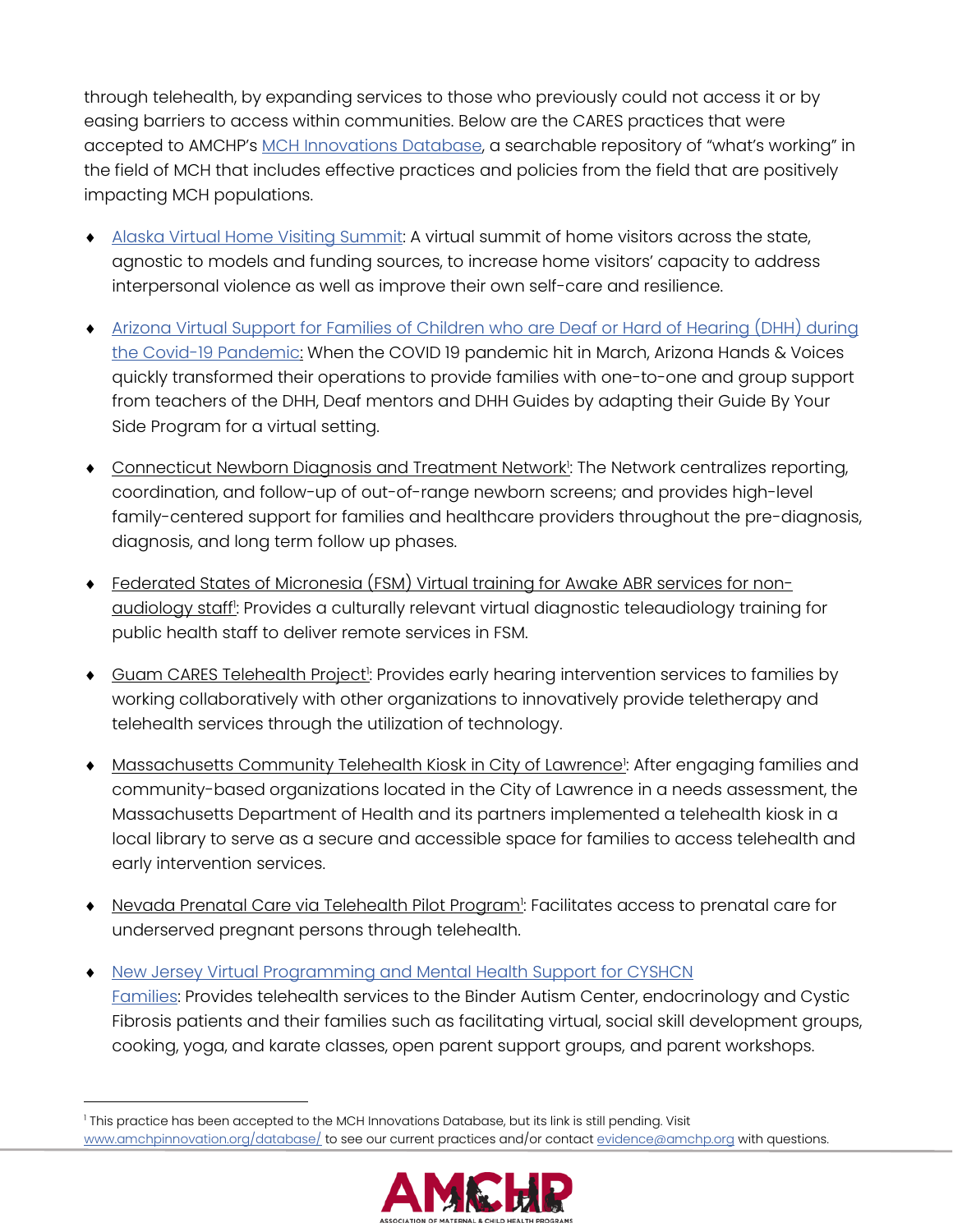through telehealth, by expanding services to those who previously could not access it or by easing barriers to access within communities. Below are the CARES practices that were accepted to AMCHP's MCH Innovations Database, a searchable repository of "what's working" in the field of MCH that includes effective practices and policies from the field that are positively impacting MCH populations.

- Alaska Virtual Home Visiting Summit: A virtual summit of home visitors across the state, agnostic to models and funding sources, to increase home visitors' capacity to address interpersonal violence as well as improve their own self-care and resilience.
- Arizona Virtual Support for Families of Children who are Deaf or Hard of Hearing (DHH) during the Covid-19 Pandemic: When the COVID 19 pandemic hit in March, Arizona Hands & Voices quickly transformed their operations to provide families with one-to-one and group support from teachers of the DHH, Deaf mentors and DHH Guides by adapting their Guide By Your Side Program for a virtual setting.
- Connecticut Newborn Diagnosis and Treatment Network[1]: The Network centralizes reporting, coordination, and follow-up of out-of-range newborn screens; and provides high-level family-centered support for families and healthcare providers throughout the pre-diagnosis, diagnosis, and long term follow up phases.
- Federated States of Micronesia (FSM) Virtual training for Awake ABR services for non-audiology staff[1]: Provides a culturally relevant virtual diagnostic teleaudiology training for public health staff to deliver remote services in FSM.
- Guam CARES Telehealth Project[1]: Provides early hearing intervention services to families by working collaboratively with other organizations to innovatively provide teletherapy and telehealth services through the utilization of technology.
- Massachusetts Community Telehealth Kiosk in City of Lawrence[1]: After engaging families and community-based organizations located in the City of Lawrence in a needs assessment, the Massachusetts Department of Health and its partners implemented a telehealth kiosk in a local library to serve as a secure and accessible space for families to access telehealth and early intervention services.
- Nevada Prenatal Care via Telehealth Pilot Program[1]: Facilitates access to prenatal care for underserved pregnant persons through telehealth.
- New Jersey Virtual Programming and Mental Health Support for CYSHCN Families: Provides telehealth services to the Binder Autism Center, endocrinology and Cystic Fibrosis patients and their families such as facilitating virtual, social skill development groups, cooking, yoga, and karate classes, open parent support groups, and parent workshops.

---

[1] This practice has been accepted to the MCH Innovations Database, but its link is still pending. Visit www.amchpinnovation.org/database/ to see our current practices and/or contact evidence@amchp.org with questions.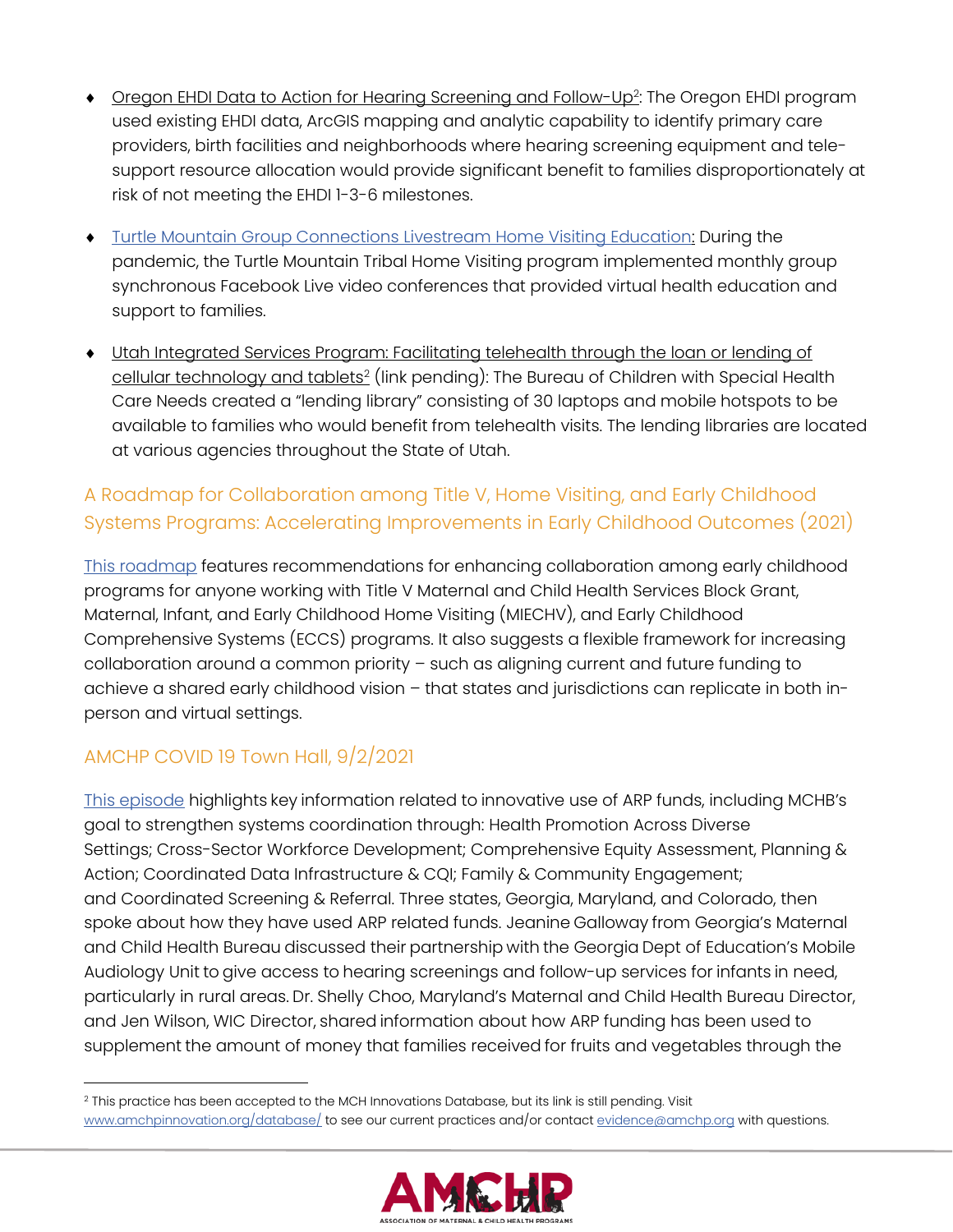- Oregon EHDI Data to Action for Hearing Screening and Follow-Up[2]: The Oregon EHDI program used existing EHDI data, ArcGIS mapping and analytic capability to identify primary care providers, birth facilities and neighborhoods where hearing screening equipment and tele-support resource allocation would provide significant benefit to families disproportionately at risk of not meeting the EHDI 1-3-6 milestones.

- Turtle Mountain Group Connections Livestream Home Visiting Education: During the pandemic, the Turtle Mountain Tribal Home Visiting program implemented monthly group synchronous Facebook Live video conferences that provided virtual health education and support to families.

- Utah Integrated Services Program: Facilitating telehealth through the loan or lending of cellular technology and tablets[2] (link pending): The Bureau of Children with Special Health Care Needs created a "lending library" consisting of 30 laptops and mobile hotspots to be available to families who would benefit from telehealth visits. The lending libraries are located at various agencies throughout the State of Utah.

## A Roadmap for Collaboration among Title V, Home Visiting, and Early Childhood Systems Programs: Accelerating Improvements in Early Childhood Outcomes (2021)

This roadmap features recommendations for enhancing collaboration among early childhood programs for anyone working with Title V Maternal and Child Health Services Block Grant, Maternal, Infant, and Early Childhood Home Visiting (MIECHV), and Early Childhood Comprehensive Systems (ECCS) programs. It also suggests a flexible framework for increasing collaboration around a common priority – such as aligning current and future funding to achieve a shared early childhood vision – that states and jurisdictions can replicate in both in-person and virtual settings.

## AMCHP COVID 19 Town Hall, 9/2/2021

This episode highlights key information related to innovative use of ARP funds, including MCHB's goal to strengthen systems coordination through: Health Promotion Across Diverse Settings; Cross-Sector Workforce Development; Comprehensive Equity Assessment, Planning & Action; Coordinated Data Infrastructure & CQI; Family & Community Engagement; and Coordinated Screening & Referral. Three states, Georgia, Maryland, and Colorado, then spoke about how they have used ARP related funds. Jeanine Galloway from Georgia's Maternal and Child Health Bureau discussed their partnership with the Georgia Dept of Education's Mobile Audiology Unit to give access to hearing screenings and follow-up services for infants in need, particularly in rural areas. Dr. Shelly Choo, Maryland's Maternal and Child Health Bureau Director, and Jen Wilson, WIC Director, shared information about how ARP funding has been used to supplement the amount of money that families received for fruits and vegetables through the

---

[2] This practice has been accepted to the MCH Innovations Database, but its link is still pending. Visit www.amchpinnovation.org/database/ to see our current practices and/or contact evidence@amchp.org with questions.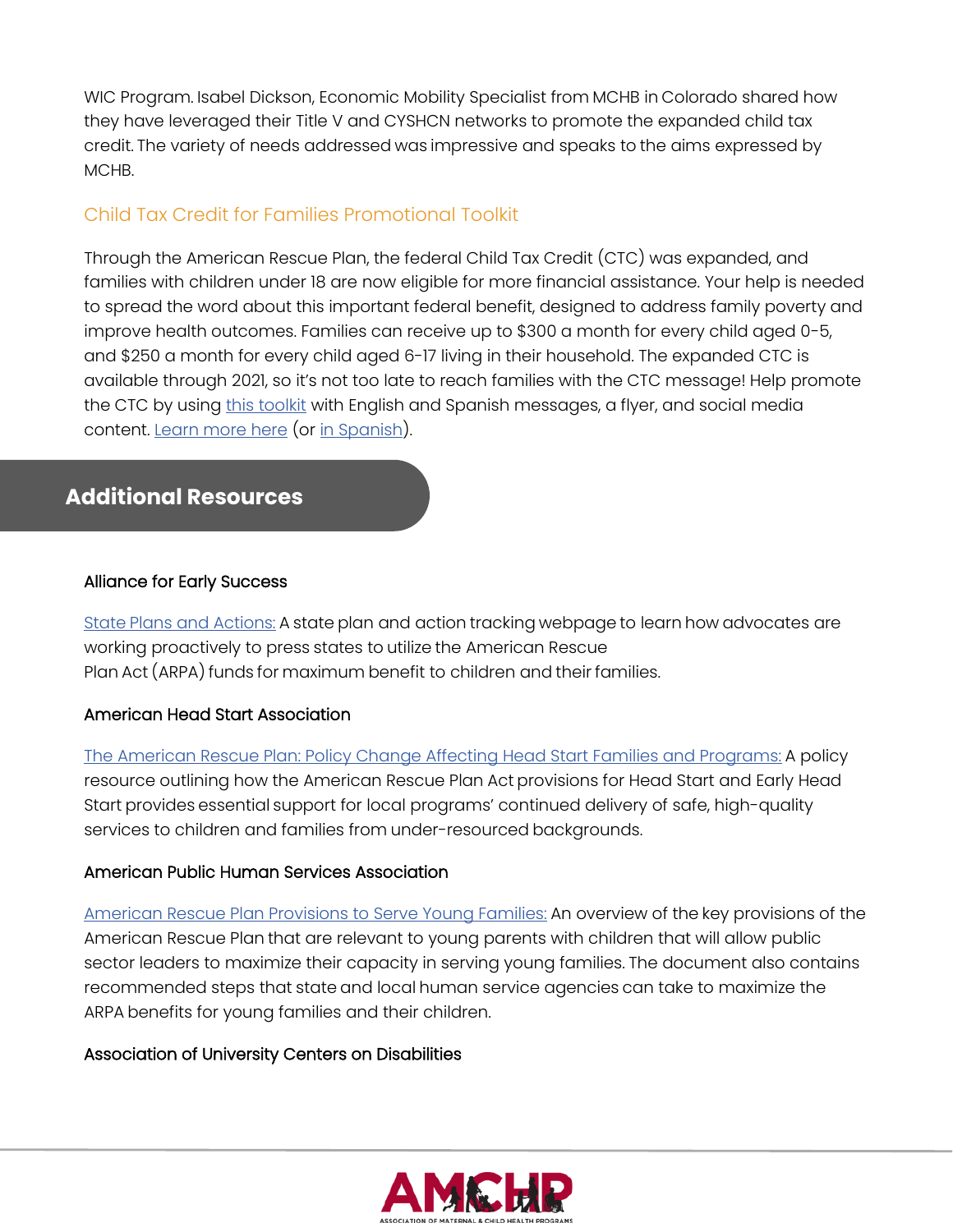WIC Program. Isabel Dickson, Economic Mobility Specialist from MCHB in Colorado shared how they have leveraged their Title V and CYSHCN networks to promote the expanded child tax credit. The variety of needs addressed was impressive and speaks to the aims expressed by MCHB.

### Child Tax Credit for Families Promotional Toolkit

Through the American Rescue Plan, the federal Child Tax Credit (CTC) was expanded, and families with children under 18 are now eligible for more financial assistance. Your help is needed to spread the word about this important federal benefit, designed to address family poverty and improve health outcomes. Families can receive up to $300 a month for every child aged 0-5, and $250 a month for every child aged 6-17 living in their household. The expanded CTC is available through 2021, so it's not too late to reach families with the CTC message! Help promote the CTC by using this toolkit with English and Spanish messages, a flyer, and social media content. Learn more here (or in Spanish).

## Additional Resources

**Alliance for Early Success**

State Plans and Actions: A state plan and action tracking webpage to learn how advocates are working proactively to press states to utilize the American Rescue Plan Act (ARPA) funds for maximum benefit to children and their families.

**American Head Start Association**

The American Rescue Plan: Policy Change Affecting Head Start Families and Programs: A policy resource outlining how the American Rescue Plan Act provisions for Head Start and Early Head Start provides essential support for local programs' continued delivery of safe, high-quality services to children and families from under-resourced backgrounds.

**American Public Human Services Association**

American Rescue Plan Provisions to Serve Young Families: An overview of the key provisions of the American Rescue Plan that are relevant to young parents with children that will allow public sector leaders to maximize their capacity in serving young families. The document also contains recommended steps that state and local human service agencies can take to maximize the ARPA benefits for young families and their children.

**Association of University Centers on Disabilities**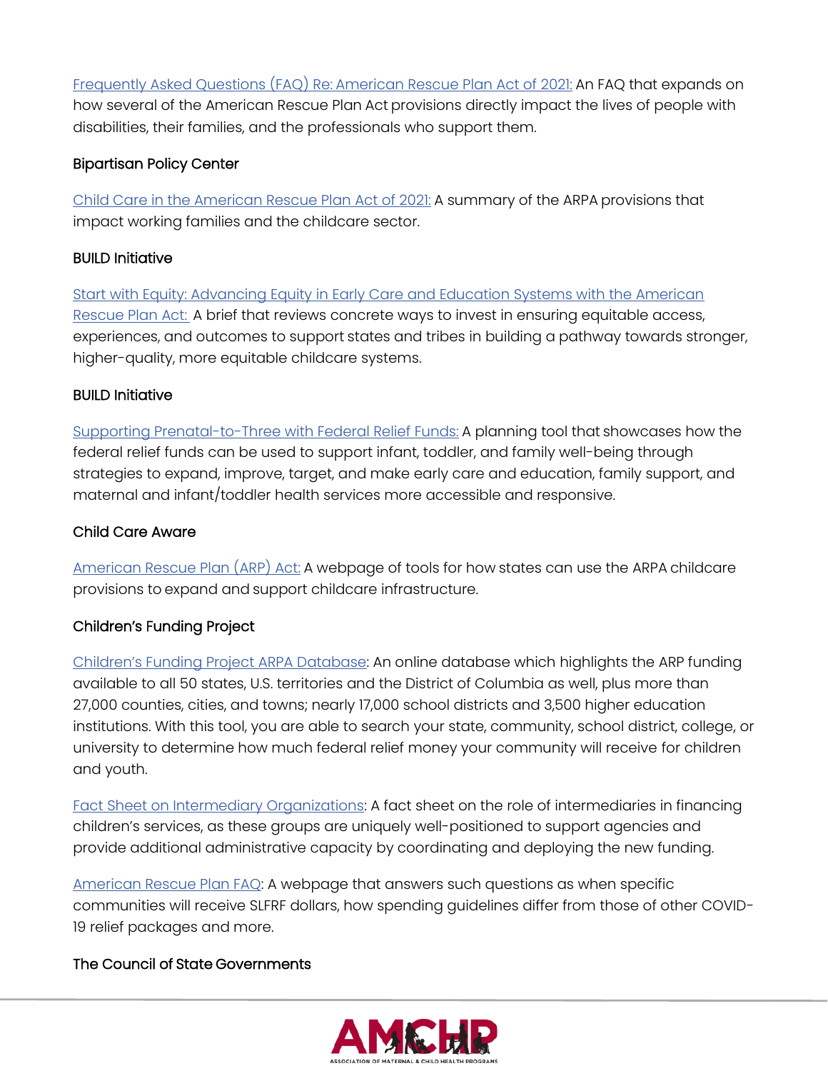Frequently Asked Questions (FAQ) Re: American Rescue Plan Act of 2021: An FAQ that expands on how several of the American Rescue Plan Act provisions directly impact the lives of people with disabilities, their families, and the professionals who support them.

**Bipartisan Policy Center**

Child Care in the American Rescue Plan Act of 2021: A summary of the ARPA provisions that impact working families and the childcare sector.

**BUILD Initiative**

Start with Equity: Advancing Equity in Early Care and Education Systems with the American Rescue Plan Act: A brief that reviews concrete ways to invest in ensuring equitable access, experiences, and outcomes to support states and tribes in building a pathway towards stronger, higher-quality, more equitable childcare systems.

**BUILD Initiative**

Supporting Prenatal-to-Three with Federal Relief Funds: A planning tool that showcases how the federal relief funds can be used to support infant, toddler, and family well-being through strategies to expand, improve, target, and make early care and education, family support, and maternal and infant/toddler health services more accessible and responsive.

**Child Care Aware**

American Rescue Plan (ARP) Act: A webpage of tools for how states can use the ARPA childcare provisions to expand and support childcare infrastructure.

**Children's Funding Project**

Children's Funding Project ARPA Database: An online database which highlights the ARP funding available to all 50 states, U.S. territories and the District of Columbia as well, plus more than 27,000 counties, cities, and towns; nearly 17,000 school districts and 3,500 higher education institutions. With this tool, you are able to search your state, community, school district, college, or university to determine how much federal relief money your community will receive for children and youth.

Fact Sheet on Intermediary Organizations: A fact sheet on the role of intermediaries in financing children's services, as these groups are uniquely well-positioned to support agencies and provide additional administrative capacity by coordinating and deploying the new funding.

American Rescue Plan FAQ: A webpage that answers such questions as when specific communities will receive SLFRF dollars, how spending guidelines differ from those of other COVID-19 relief packages and more.

**The Council of State Governments**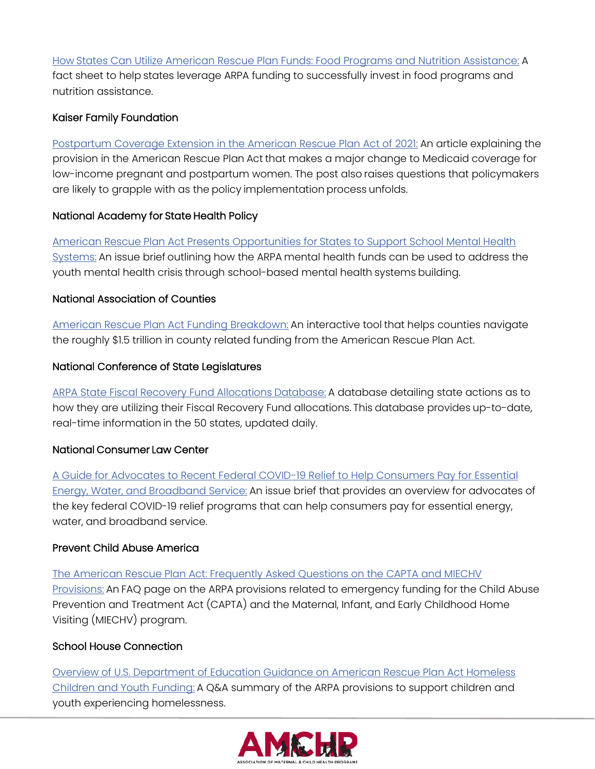How States Can Utilize American Rescue Plan Funds: Food Programs and Nutrition Assistance: A fact sheet to help states leverage ARPA funding to successfully invest in food programs and nutrition assistance.

**Kaiser Family Foundation**

Postpartum Coverage Extension in the American Rescue Plan Act of 2021: An article explaining the provision in the American Rescue Plan Act that makes a major change to Medicaid coverage for low-income pregnant and postpartum women. The post also raises questions that policymakers are likely to grapple with as the policy implementation process unfolds.

**National Academy for State Health Policy**

American Rescue Plan Act Presents Opportunities for States to Support School Mental Health Systems: An issue brief outlining how the ARPA mental health funds can be used to address the youth mental health crisis through school-based mental health systems building.

**National Association of Counties**

American Rescue Plan Act Funding Breakdown: An interactive tool that helps counties navigate the roughly $1.5 trillion in county related funding from the American Rescue Plan Act.

**National Conference of State Legislatures**

ARPA State Fiscal Recovery Fund Allocations Database: A database detailing state actions as to how they are utilizing their Fiscal Recovery Fund allocations. This database provides up-to-date, real-time information in the 50 states, updated daily.

**National Consumer Law Center**

A Guide for Advocates to Recent Federal COVID-19 Relief to Help Consumers Pay for Essential Energy, Water, and Broadband Service: An issue brief that provides an overview for advocates of the key federal COVID-19 relief programs that can help consumers pay for essential energy, water, and broadband service.

**Prevent Child Abuse America**

The American Rescue Plan Act: Frequently Asked Questions on the CAPTA and MIECHV Provisions: An FAQ page on the ARPA provisions related to emergency funding for the Child Abuse Prevention and Treatment Act (CAPTA) and the Maternal, Infant, and Early Childhood Home Visiting (MIECHV) program.

**School House Connection**

Overview of U.S. Department of Education Guidance on American Rescue Plan Act Homeless Children and Youth Funding: A Q&A summary of the ARPA provisions to support children and youth experiencing homelessness.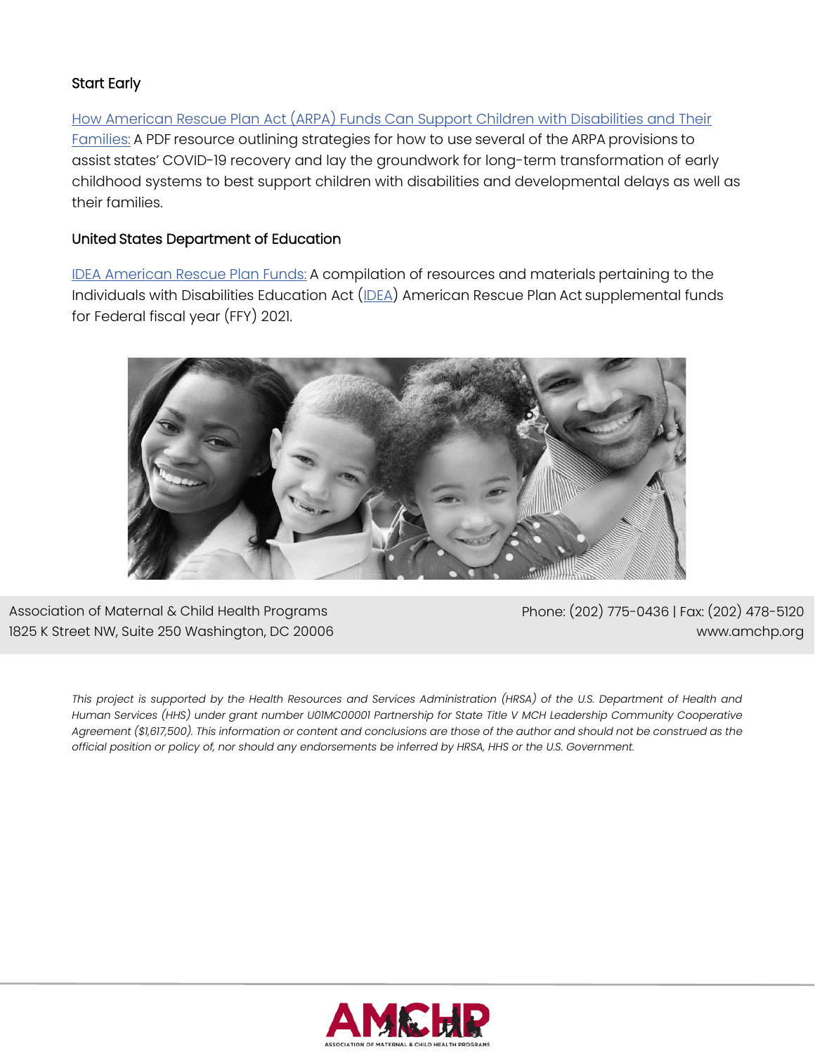### Start Early

How American Rescue Plan Act (ARPA) Funds Can Support Children with Disabilities and Their Families: A PDF resource outlining strategies for how to use several of the ARPA provisions to assist states' COVID-19 recovery and lay the groundwork for long-term transformation of early childhood systems to best support children with disabilities and developmental delays as well as their families.

### United States Department of Education

IDEA American Rescue Plan Funds: A compilation of resources and materials pertaining to the Individuals with Disabilities Education Act (IDEA) American Rescue Plan Act supplemental funds for Federal fiscal year (FFY) 2021.

Association of Maternal & Child Health Programs
1825 K Street NW, Suite 250 Washington, DC 20006

Phone: (202) 775-0436 | Fax: (202) 478-5120
www.amchp.org

*This project is supported by the Health Resources and Services Administration (HRSA) of the U.S. Department of Health and Human Services (HHS) under grant number U01MC00001 Partnership for State Title V MCH Leadership Community Cooperative Agreement ($1,617,500). This information or content and conclusions are those of the author and should not be construed as the official position or policy of, nor should any endorsements be inferred by HRSA, HHS or the U.S. Government.*

AMCHP
ASSOCIATION OF MATERNAL & CHILD HEALTH PROGRAMS